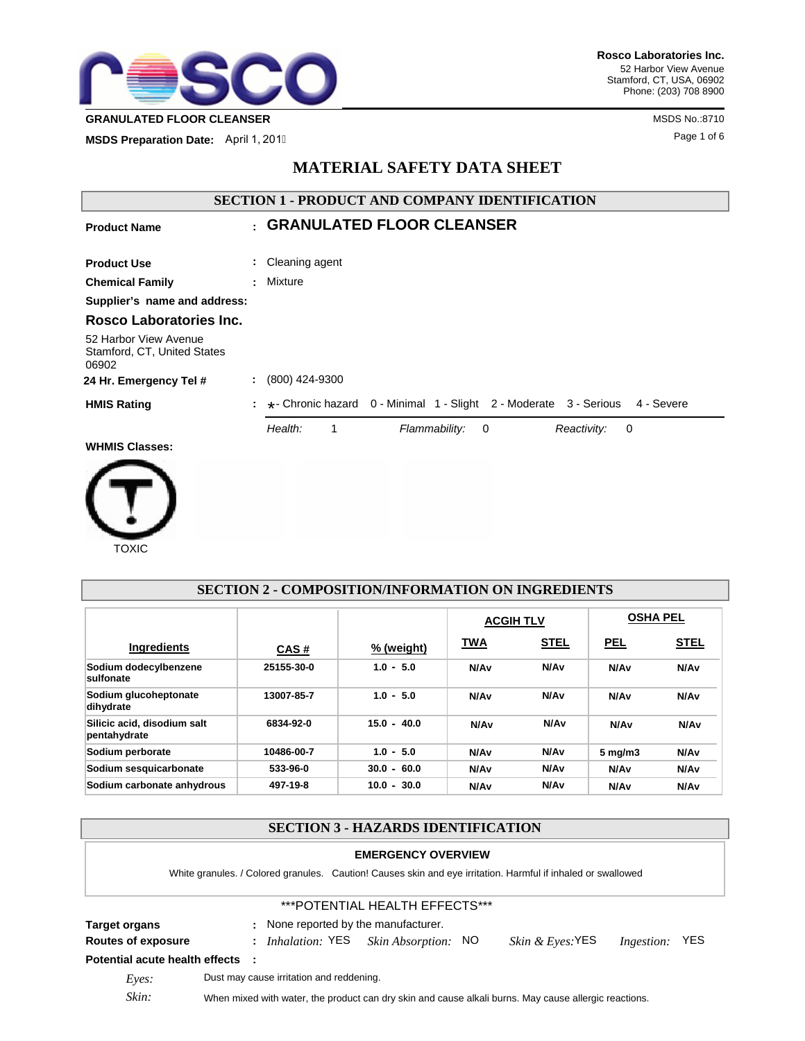**Rosco Laboratories Inc.**
52 Harbor View Avenue
Stamford, CT, USA, 06902
Phone: (203) 708 8900

**GRANULATED FLOOR CLEANSER**

MSDS No.:8710

**MSDS Preparation Date:** April 1, 201

# MATERIAL SAFETY DATA SHEET

## SECTION 1 - PRODUCT AND COMPANY IDENTIFICATION

**Product Name** : **GRANULATED FLOOR CLEANSER**

**Product Use** : Cleaning agent

**Chemical Family** : Mixture

**Supplier's name and address:**

**Rosco Laboratories Inc.**

52 Harbor View Avenue
Stamford, CT, United States
06902

**24 Hr. Emergency Tel #** : (800) 424-9300

**HMIS Rating** : *- Chronic hazard 0 - Minimal 1 - Slight 2 - Moderate 3 - Serious 4 - Severe

*Health:* 1 *Flammability:* 0 *Reactivity:* 0

**WHMIS Classes:**

TOXIC

## SECTION 2 - COMPOSITION/INFORMATION ON INGREDIENTS

| Ingredients | CAS # | % (weight) | ACGIH TLV | | OSHA PEL | |
|---|---|---|---|---|---|---|
| | | | TWA | STEL | PEL | STEL |
| Sodium dodecylbenzene sulfonate | 25155-30-0 | 1.0 - 5.0 | N/Av | N/Av | N/Av | N/Av |
| Sodium glucoheptonate dihydrate | 13007-85-7 | 1.0 - 5.0 | N/Av | N/Av | N/Av | N/Av |
| Silicic acid, disodium salt pentahydrate | 6834-92-0 | 15.0 - 40.0 | N/Av | N/Av | N/Av | N/Av |
| Sodium perborate | 10486-00-7 | 1.0 - 5.0 | N/Av | N/Av | 5 mg/m3 | N/Av |
| Sodium sesquicarbonate | 533-96-0 | 30.0 - 60.0 | N/Av | N/Av | N/Av | N/Av |
| Sodium carbonate anhydrous | 497-19-8 | 10.0 - 30.0 | N/Av | N/Av | N/Av | N/Av |

## SECTION 3 - HAZARDS IDENTIFICATION

**EMERGENCY OVERVIEW**

White granules. / Colored granules. Caution! Causes skin and eye irritation. Harmful if inhaled or swallowed

\*\*\*POTENTIAL HEALTH EFFECTS\*\*\*

**Target organs** : None reported by the manufacturer.

**Routes of exposure** : *Inhalation:* YES *Skin Absorption:* NO *Skin & Eyes:* YES *Ingestion:* YES

**Potential acute health effects** :

*Eyes:* Dust may cause irritation and reddening.

*Skin:* When mixed with water, the product can dry skin and cause alkali burns. May cause allergic reactions.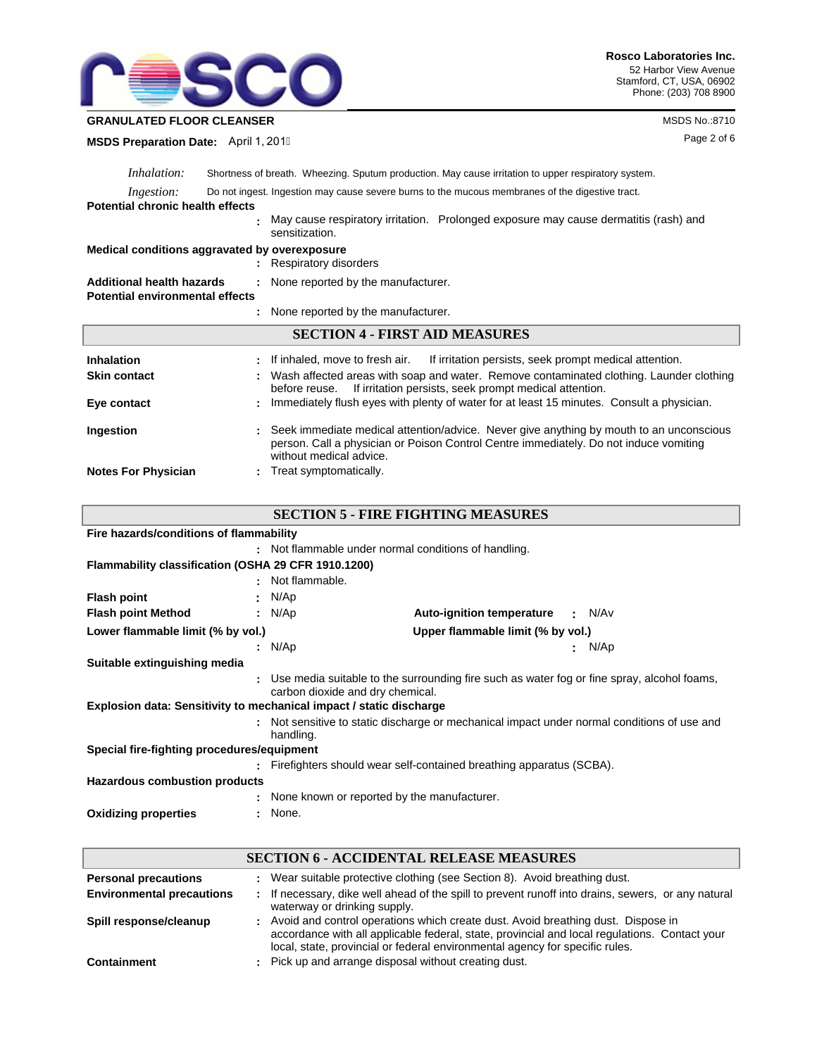*Inhalation:* Shortness of breath. Wheezing. Sputum production. May cause irritation to upper respiratory system.

*Ingestion:* Do not ingest. Ingestion may cause severe burns to the mucous membranes of the digestive tract.

**Potential chronic health effects**
: May cause respiratory irritation. Prolonged exposure may cause dermatitis (rash) and sensitization.

**Medical conditions aggravated by overexposure**
: Respiratory disorders

**Additional health hazards** : None reported by the manufacturer.

**Potential environmental effects**
: None reported by the manufacturer.

## SECTION 4 - FIRST AID MEASURES

**Inhalation** : If inhaled, move to fresh air. If irritation persists, seek prompt medical attention.

**Skin contact** : Wash affected areas with soap and water. Remove contaminated clothing. Launder clothing before reuse. If irritation persists, seek prompt medical attention.

**Eye contact** : Immediately flush eyes with plenty of water for at least 15 minutes. Consult a physician.

**Ingestion** : Seek immediate medical attention/advice. Never give anything by mouth to an unconscious person. Call a physician or Poison Control Centre immediately. Do not induce vomiting without medical advice.

**Notes For Physician** : Treat symptomatically.

## SECTION 5 - FIRE FIGHTING MEASURES

**Fire hazards/conditions of flammability**
: Not flammable under normal conditions of handling.

**Flammability classification (OSHA 29 CFR 1910.1200)**
: Not flammable.

**Flash point** : N/Ap

**Flash point Method** : N/Ap

**Auto-ignition temperature** : N/Av

**Lower flammable limit (% by vol.)** : N/Ap

**Upper flammable limit (% by vol.)** : N/Ap

**Suitable extinguishing media**
: Use media suitable to the surrounding fire such as water fog or fine spray, alcohol foams, carbon dioxide and dry chemical.

**Explosion data: Sensitivity to mechanical impact / static discharge**
: Not sensitive to static discharge or mechanical impact under normal conditions of use and handling.

**Special fire-fighting procedures/equipment**
: Firefighters should wear self-contained breathing apparatus (SCBA).

**Hazardous combustion products**
: None known or reported by the manufacturer.

**Oxidizing properties** : None.

## SECTION 6 - ACCIDENTAL RELEASE MEASURES

**Personal precautions** : Wear suitable protective clothing (see Section 8). Avoid breathing dust.

**Environmental precautions** : If necessary, dike well ahead of the spill to prevent runoff into drains, sewers, or any natural waterway or drinking supply.

**Spill response/cleanup** : Avoid and control operations which create dust. Avoid breathing dust. Dispose in accordance with all applicable federal, state, provincial and local regulations. Contact your local, state, provincial or federal environmental agency for specific rules.

**Containment** : Pick up and arrange disposal without creating dust.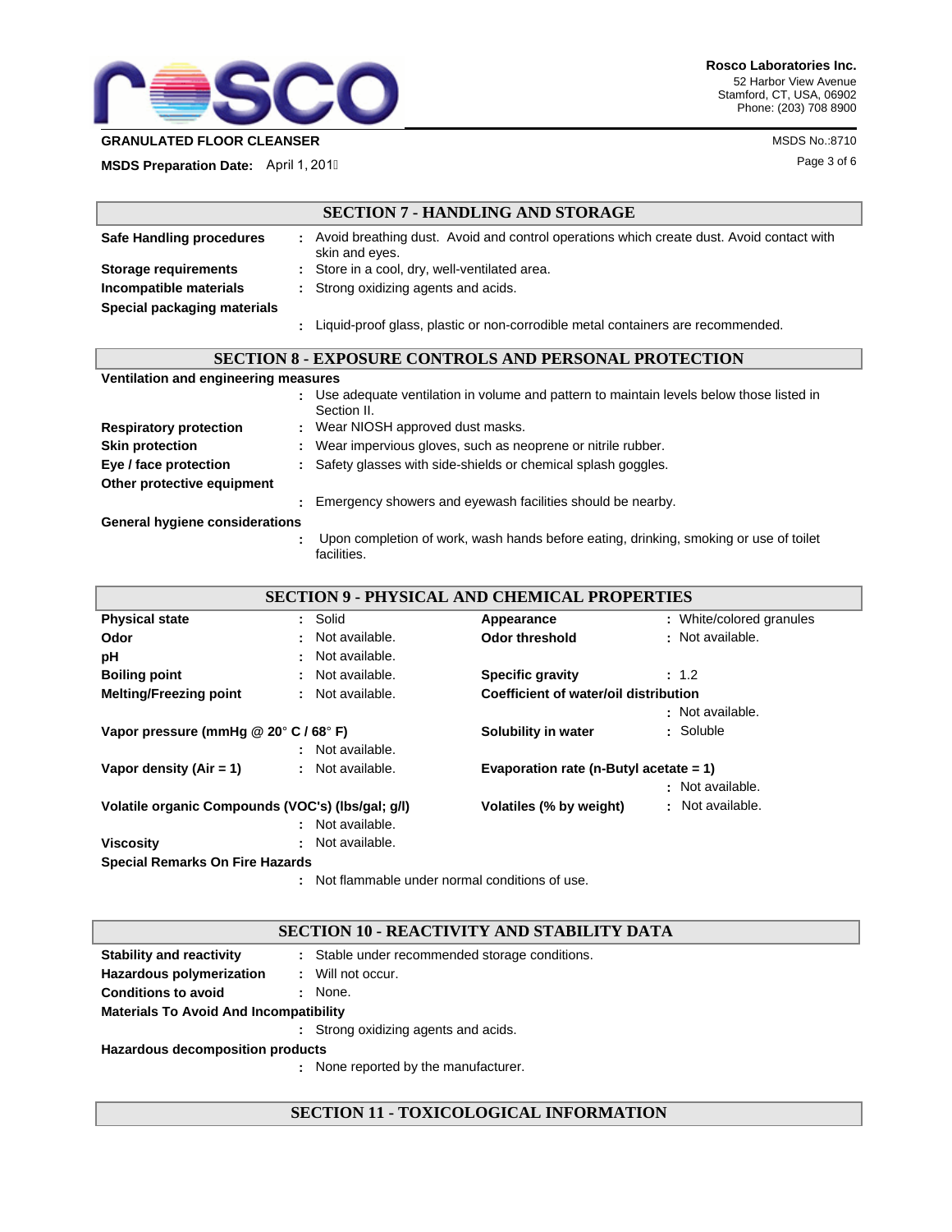## SECTION 7 - HANDLING AND STORAGE

**Safe Handling procedures** : Avoid breathing dust. Avoid and control operations which create dust. Avoid contact with skin and eyes.

**Storage requirements** : Store in a cool, dry, well-ventilated area.

**Incompatible materials** : Strong oxidizing agents and acids.

**Special packaging materials** : Liquid-proof glass, plastic or non-corrodible metal containers are recommended.

## SECTION 8 - EXPOSURE CONTROLS AND PERSONAL PROTECTION

**Ventilation and engineering measures** : Use adequate ventilation in volume and pattern to maintain levels below those listed in Section II.

**Respiratory protection** : Wear NIOSH approved dust masks.

**Skin protection** : Wear impervious gloves, such as neoprene or nitrile rubber.

**Eye / face protection** : Safety glasses with side-shields or chemical splash goggles.

**Other protective equipment** : Emergency showers and eyewash facilities should be nearby.

**General hygiene considerations** : Upon completion of work, wash hands before eating, drinking, smoking or use of toilet facilities.

## SECTION 9 - PHYSICAL AND CHEMICAL PROPERTIES

**Physical state** : Solid

**Appearance** : White/colored granules

**Odor** : Not available.

**Odor threshold** : Not available.

**pH** : Not available.

**Boiling point** : Not available.

**Specific gravity** : 1.2

**Melting/Freezing point** : Not available.

**Coefficient of water/oil distribution** : Not available.

**Vapor pressure (mmHg @ 20° C / 68° F)** : Not available.

**Solubility in water** : Soluble

**Vapor density (Air = 1)** : Not available.

**Evaporation rate (n-Butyl acetate = 1)** : Not available.

**Volatile organic Compounds (VOC's) (lbs/gal; g/l)** : Not available.

**Volatiles (% by weight)** : Not available.

**Viscosity** : Not available.

**Special Remarks On Fire Hazards** : Not flammable under normal conditions of use.

## SECTION 10 - REACTIVITY AND STABILITY DATA

**Stability and reactivity** : Stable under recommended storage conditions.

**Hazardous polymerization** : Will not occur.

**Conditions to avoid** : None.

**Materials To Avoid And Incompatibility** : Strong oxidizing agents and acids.

**Hazardous decomposition products** : None reported by the manufacturer.

## SECTION 11 - TOXICOLOGICAL INFORMATION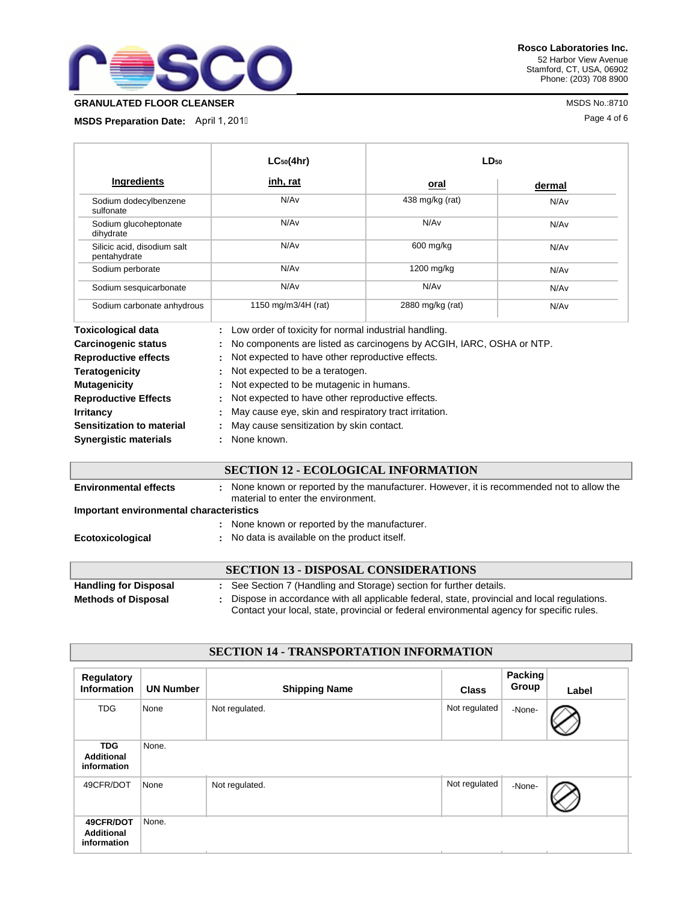| Ingredients | $LC_{50}$(4hr) inh, rat | $LD_{50}$ oral | $LD_{50}$ dermal |
|---|---|---|---|
| Sodium dodecylbenzene sulfonate | N/Av | 438 mg/kg (rat) | N/Av |
| Sodium glucoheptonate dihydrate | N/Av | N/Av | N/Av |
| Silicic acid, disodium salt pentahydrate | N/Av | 600 mg/kg | N/Av |
| Sodium perborate | N/Av | 1200 mg/kg | N/Av |
| Sodium sesquicarbonate | N/Av | N/Av | N/Av |
| Sodium carbonate anhydrous | 1150 mg/m3/4H (rat) | 2880 mg/kg (rat) | N/Av |

**Toxicological data** : Low order of toxicity for normal industrial handling.

**Carcinogenic status** : No components are listed as carcinogens by ACGIH, IARC, OSHA or NTP.

**Reproductive effects** : Not expected to have other reproductive effects.

**Teratogenicity** : Not expected to be a teratogen.

**Mutagenicity** : Not expected to be mutagenic in humans.

**Reproductive Effects** : Not expected to have other reproductive effects.

**Irritancy** : May cause eye, skin and respiratory tract irritation.

**Sensitization to material** : May cause sensitization by skin contact.

**Synergistic materials** : None known.

## SECTION 12 - ECOLOGICAL INFORMATION

**Environmental effects** : None known or reported by the manufacturer. However, it is recommended not to allow the material to enter the environment.

**Important environmental characteristics**

: None known or reported by the manufacturer.

**Ecotoxicological** : No data is available on the product itself.

## SECTION 13 - DISPOSAL CONSIDERATIONS

**Handling for Disposal** : See Section 7 (Handling and Storage) section for further details.

**Methods of Disposal** : Dispose in accordance with all applicable federal, state, provincial and local regulations. Contact your local, state, provincial or federal environmental agency for specific rules.

## SECTION 14 - TRANSPORTATION INFORMATION

| Regulatory Information | UN Number | Shipping Name | Class | Packing Group | Label |
|---|---|---|---|---|---|
| TDG | None | Not regulated. | Not regulated | -None- | |
| **TDG Additional information** | None. | | | | |
| 49CFR/DOT | None | Not regulated. | Not regulated | -None- | |
| **49CFR/DOT Additional information** | None. | | | | |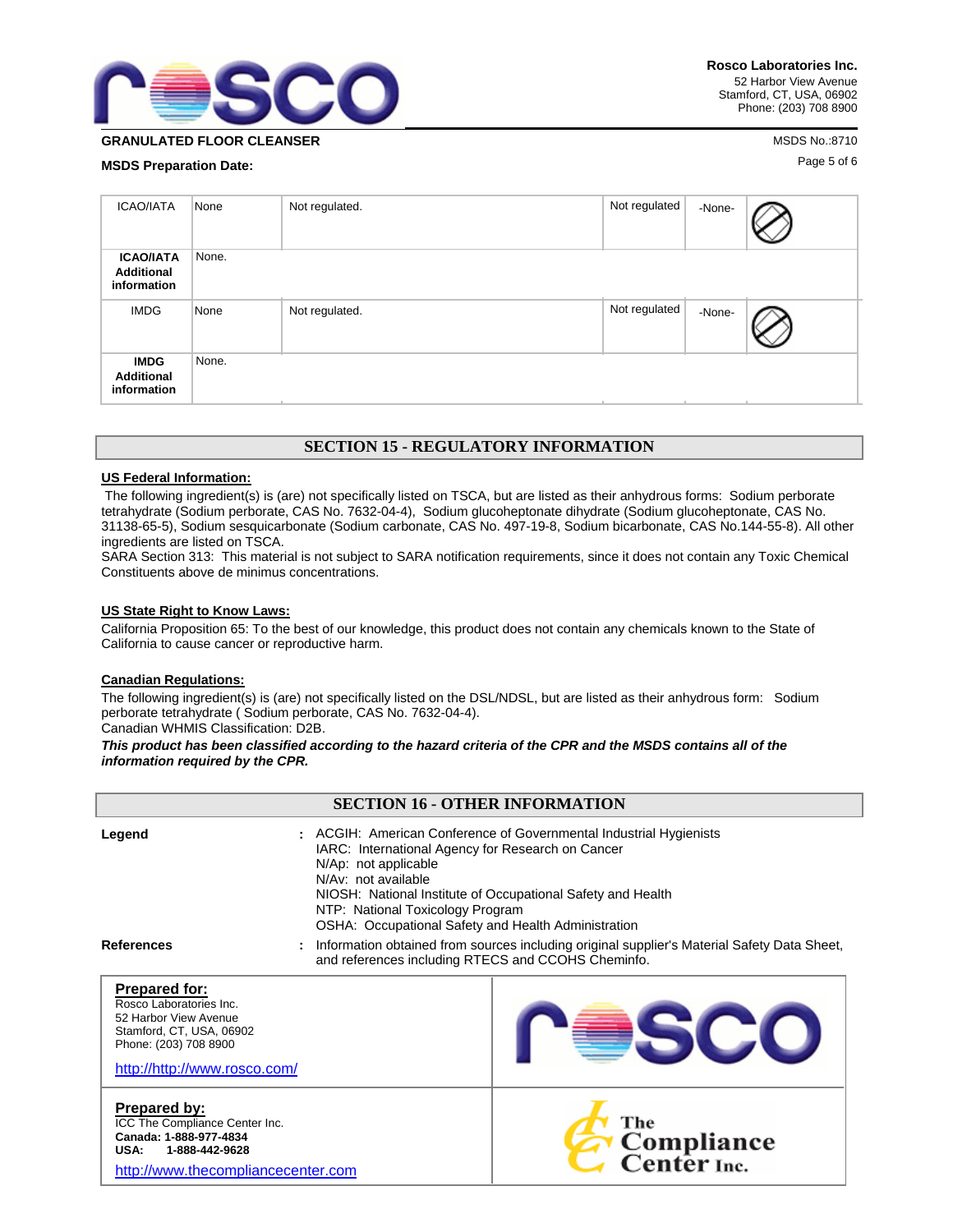| | | | | | |
|---|---|---|---|---|---|
| ICAO/IATA | None | Not regulated. | Not regulated | -None- | |
| **ICAO/IATA Additional information** | None. | | | | |
| IMDG | None | Not regulated. | Not regulated | -None- | |
| **IMDG Additional information** | None. | | | | |

## SECTION 15 - REGULATORY INFORMATION

**US Federal Information:**

The following ingredient(s) is (are) not specifically listed on TSCA, but are listed as their anhydrous forms: Sodium perborate tetrahydrate (Sodium perborate, CAS No. 7632-04-4), Sodium glucoheptonate dihydrate (Sodium glucoheptonate, CAS No. 31138-65-5), Sodium sesquicarbonate (Sodium carbonate, CAS No. 497-19-8, Sodium bicarbonate, CAS No.144-55-8). All other ingredients are listed on TSCA.
SARA Section 313: This material is not subject to SARA notification requirements, since it does not contain any Toxic Chemical Constituents above de minimus concentrations.

**US State Right to Know Laws:**

California Proposition 65: To the best of our knowledge, this product does not contain any chemicals known to the State of California to cause cancer or reproductive harm.

**Canadian Regulations:**

The following ingredient(s) is (are) not specifically listed on the DSL/NDSL, but are listed as their anhydrous form: Sodium perborate tetrahydrate ( Sodium perborate, CAS No. 7632-04-4).
Canadian WHMIS Classification: D2B.

***This product has been classified according to the hazard criteria of the CPR and the MSDS contains all of the information required by the CPR.***

## SECTION 16 - OTHER INFORMATION

**Legend** : ACGIH: American Conference of Governmental Industrial Hygienists
IARC: International Agency for Research on Cancer
N/Ap: not applicable
N/Av: not available
NIOSH: National Institute of Occupational Safety and Health
NTP: National Toxicology Program
OSHA: Occupational Safety and Health Administration

**References** : Information obtained from sources including original supplier's Material Safety Data Sheet, and references including RTECS and CCOHS Cheminfo.

**Prepared for:**
Rosco Laboratories Inc.
52 Harbor View Avenue
Stamford, CT, USA, 06902
Phone: (203) 708 8900

http://http://www.rosco.com/

**Prepared by:**
ICC The Compliance Center Inc.
**Canada: 1-888-977-4834**
**USA: 1-888-442-9628**

http://www.thecompliancecenter.com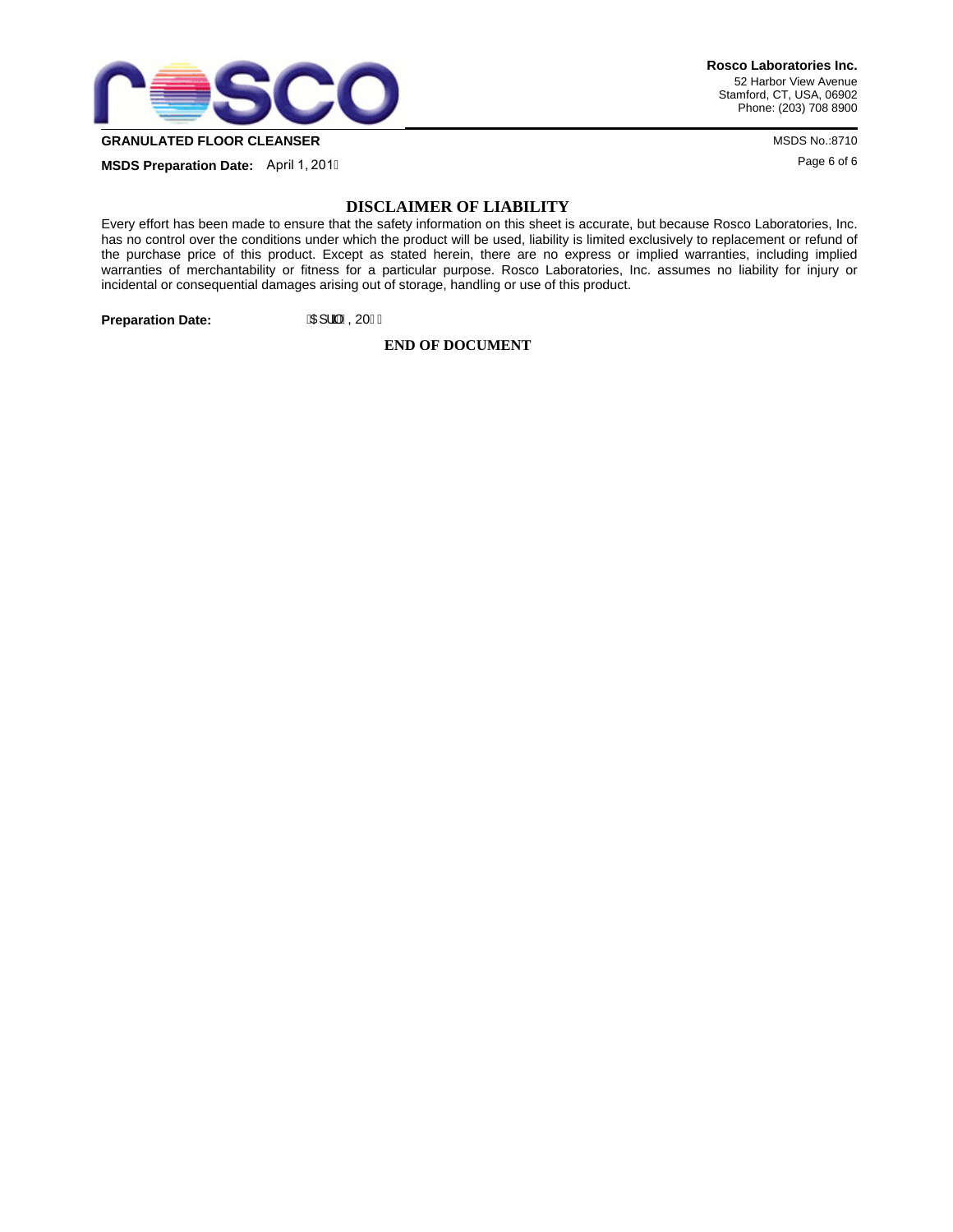## DISCLAIMER OF LIABILITY

Every effort has been made to ensure that the safety information on this sheet is accurate, but because Rosco Laboratories, Inc. has no control over the conditions under which the product will be used, liability is limited exclusively to replacement or refund of the purchase price of this product. Except as stated herein, there are no express or implied warranties, including implied warranties of merchantability or fitness for a particular purpose. Rosco Laboratories, Inc. assumes no liability for injury or incidental or consequential damages arising out of storage, handling or use of this product.

**Preparation Date:** April 1, 201

**END OF DOCUMENT**